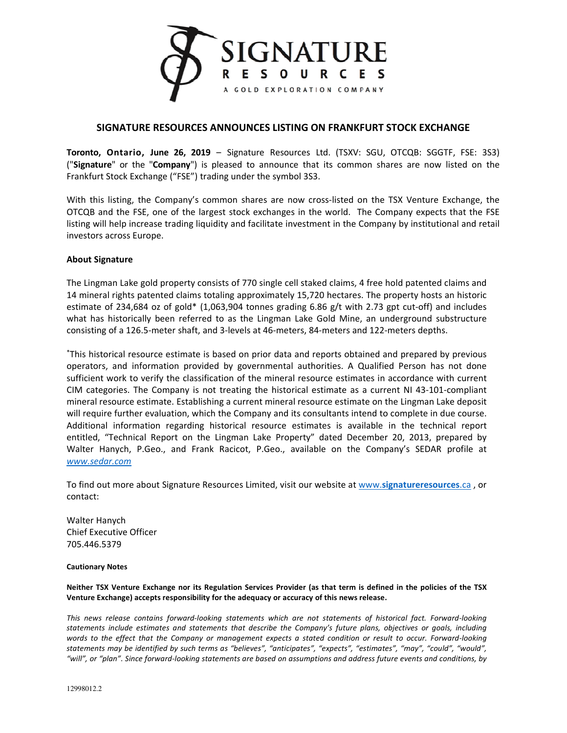# SIGNATURE RESOURCES ANNOUNCES LISTING ON FRANKFURT STOCK EXCHANGE

**Toronto, Ontario, June 26, 2019** – Signature Resources Ltd. (TSXV: SGU, OTCQB: SGGTF, FSE: 3S3) ("**Signature**" or the "**Company**") is pleased to announce that its common shares are now listed on the Frankfurt Stock Exchange ("FSE") trading under the symbol 3S3.

With this listing, the Company's common shares are now cross-listed on the TSX Venture Exchange, the OTCQB and the FSE, one of the largest stock exchanges in the world. The Company expects that the FSE listing will help increase trading liquidity and facilitate investment in the Company by institutional and retail investors across Europe.

**About Signature**

The Lingman Lake gold property consists of 770 single cell staked claims, 4 free hold patented claims and 14 mineral rights patented claims totaling approximately 15,720 hectares. The property hosts an historic estimate of 234,684 oz of gold* (1,063,904 tonnes grading 6.86 g/t with 2.73 gpt cut-off) and includes what has historically been referred to as the Lingman Lake Gold Mine, an underground substructure consisting of a 126.5-meter shaft, and 3-levels at 46-meters, 84-meters and 122-meters depths.

*This historical resource estimate is based on prior data and reports obtained and prepared by previous operators, and information provided by governmental authorities. A Qualified Person has not done sufficient work to verify the classification of the mineral resource estimates in accordance with current CIM categories. The Company is not treating the historical estimate as a current NI 43-101-compliant mineral resource estimate. Establishing a current mineral resource estimate on the Lingman Lake deposit will require further evaluation, which the Company and its consultants intend to complete in due course. Additional information regarding historical resource estimates is available in the technical report entitled, "Technical Report on the Lingman Lake Property" dated December 20, 2013, prepared by Walter Hanych, P.Geo., and Frank Racicot, P.Geo., available on the Company's SEDAR profile at *www.sedar.com*

To find out more about Signature Resources Limited, visit our website at www.**signatureresources**.ca , or contact:

Walter Hanych
Chief Executive Officer
705.446.5379

**Cautionary Notes**

**Neither TSX Venture Exchange nor its Regulation Services Provider (as that term is defined in the policies of the TSX Venture Exchange) accepts responsibility for the adequacy or accuracy of this news release.**

*This news release contains forward-looking statements which are not statements of historical fact. Forward-looking statements include estimates and statements that describe the Company's future plans, objectives or goals, including words to the effect that the Company or management expects a stated condition or result to occur. Forward-looking statements may be identified by such terms as "believes", "anticipates", "expects", "estimates", "may", "could", "would", "will", or "plan". Since forward-looking statements are based on assumptions and address future events and conditions, by*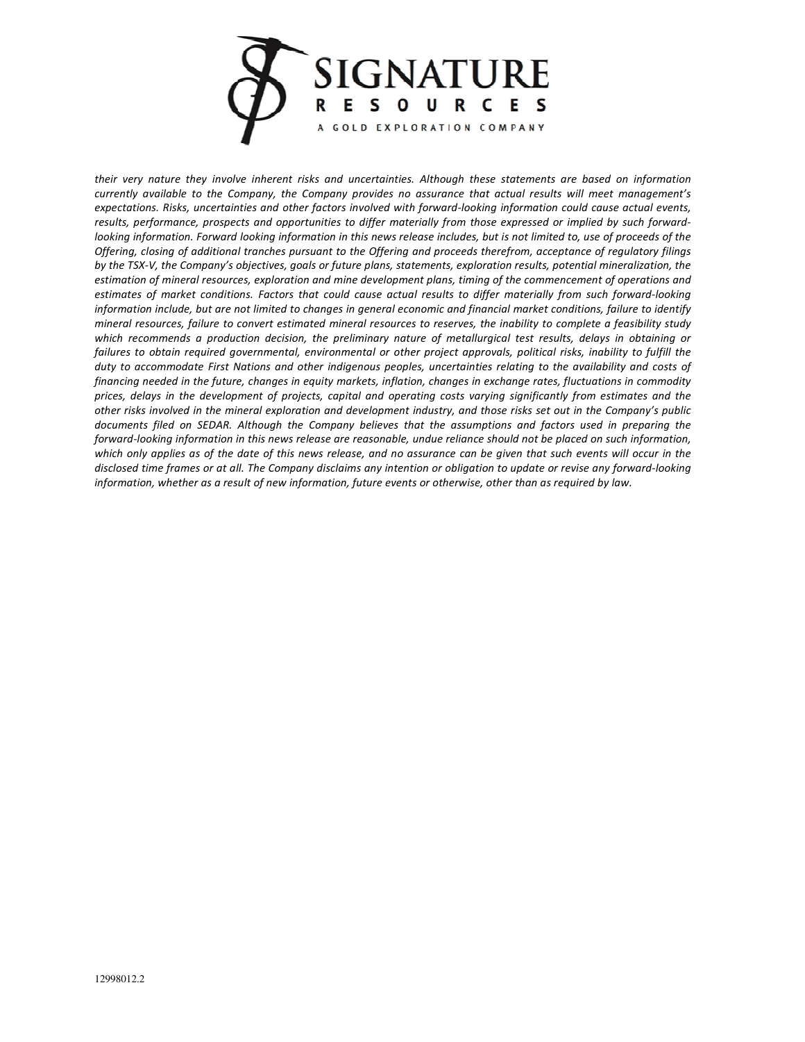*their very nature they involve inherent risks and uncertainties. Although these statements are based on information currently available to the Company, the Company provides no assurance that actual results will meet management's expectations. Risks, uncertainties and other factors involved with forward-looking information could cause actual events, results, performance, prospects and opportunities to differ materially from those expressed or implied by such forward-looking information. Forward looking information in this news release includes, but is not limited to, use of proceeds of the Offering, closing of additional tranches pursuant to the Offering and proceeds therefrom, acceptance of regulatory filings by the TSX-V, the Company's objectives, goals or future plans, statements, exploration results, potential mineralization, the estimation of mineral resources, exploration and mine development plans, timing of the commencement of operations and estimates of market conditions. Factors that could cause actual results to differ materially from such forward-looking information include, but are not limited to changes in general economic and financial market conditions, failure to identify mineral resources, failure to convert estimated mineral resources to reserves, the inability to complete a feasibility study which recommends a production decision, the preliminary nature of metallurgical test results, delays in obtaining or failures to obtain required governmental, environmental or other project approvals, political risks, inability to fulfill the duty to accommodate First Nations and other indigenous peoples, uncertainties relating to the availability and costs of financing needed in the future, changes in equity markets, inflation, changes in exchange rates, fluctuations in commodity prices, delays in the development of projects, capital and operating costs varying significantly from estimates and the other risks involved in the mineral exploration and development industry, and those risks set out in the Company's public documents filed on SEDAR. Although the Company believes that the assumptions and factors used in preparing the forward-looking information in this news release are reasonable, undue reliance should not be placed on such information, which only applies as of the date of this news release, and no assurance can be given that such events will occur in the disclosed time frames or at all. The Company disclaims any intention or obligation to update or revise any forward-looking information, whether as a result of new information, future events or otherwise, other than as required by law.*

12998012.2